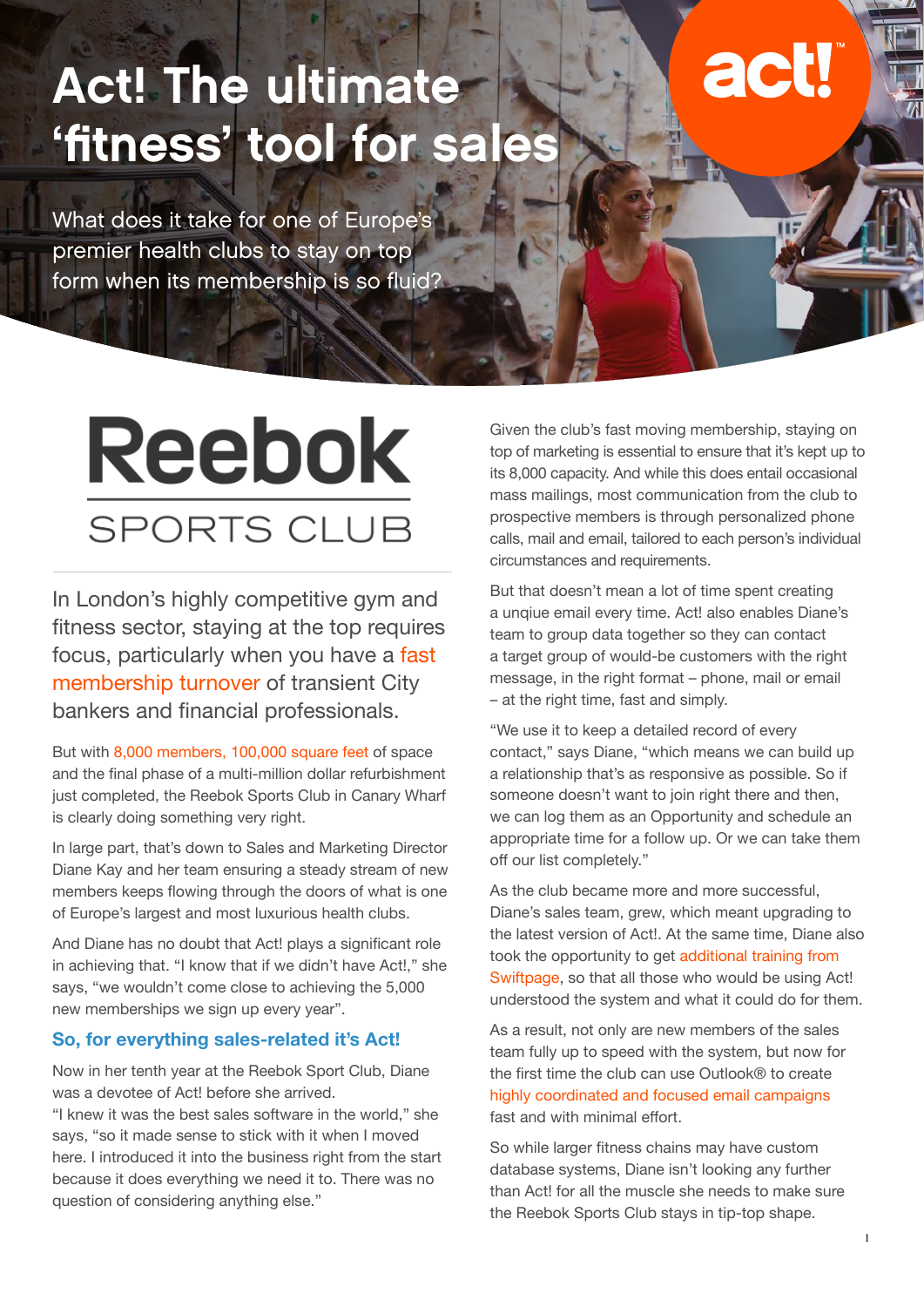# Act! The ultimate 'fitness' tool for sales

What does it take for one of Europe's premier health clubs to stay on top form when its membership is so fluid?

Reebok

SPORTS CLUB

In London's highly competitive gym and fitness sector, staying at the top requires focus, particularly when you have a fast membership turnover of transient City bankers and financial professionals.

But with 8,000 members, 100,000 square feet of space and the final phase of a multi-million dollar refurbishment just completed, the Reebok Sports Club in Canary Wharf is clearly doing something very right.

In large part, that's down to Sales and Marketing Director Diane Kay and her team ensuring a steady stream of new members keeps flowing through the doors of what is one of Europe's largest and most luxurious health clubs.

And Diane has no doubt that Act! plays a significant role in achieving that. "I know that if we didn't have Act!," she says, "we wouldn't come close to achieving the 5,000 new memberships we sign up every year".

## So, for everything sales-related it's Act!

Now in her tenth year at the Reebok Sport Club, Diane was a devotee of Act! before she arrived.

"I knew it was the best sales software in the world," she says, "so it made sense to stick with it when I moved here. I introduced it into the business right from the start because it does everything we need it to. There was no question of considering anything else."

Given the club's fast moving membership, staying on top of marketing is essential to ensure that it's kept up to its 8,000 capacity. And while this does entail occasional mass mailings, most communication from the club to prospective members is through personalized phone calls, mail and email, tailored to each person's individual circumstances and requirements.

But that doesn't mean a lot of time spent creating a unqiue email every time. Act! also enables Diane's team to group data together so they can contact a target group of would-be customers with the right message, in the right format – phone, mail or email – at the right time, fast and simply.

"We use it to keep a detailed record of every contact," says Diane, "which means we can build up a relationship that's as responsive as possible. So if someone doesn't want to join right there and then, we can log them as an Opportunity and schedule an appropriate time for a follow up. Or we can take them off our list completely."

As the club became more and more successful, Diane's sales team, grew, which meant upgrading to the latest version of Act!. At the same time, Diane also took the opportunity to get additional training from Swiftpage, so that all those who would be using Act! understood the system and what it could do for them.

As a result, not only are new members of the sales team fully up to speed with the system, but now for the first time the club can use Outlook® to create highly coordinated and focused email campaigns fast and with minimal effort.

So while larger fitness chains may have custom database systems, Diane isn't looking any further than Act! for all the muscle she needs to make sure the Reebok Sports Club stays in tip-top shape.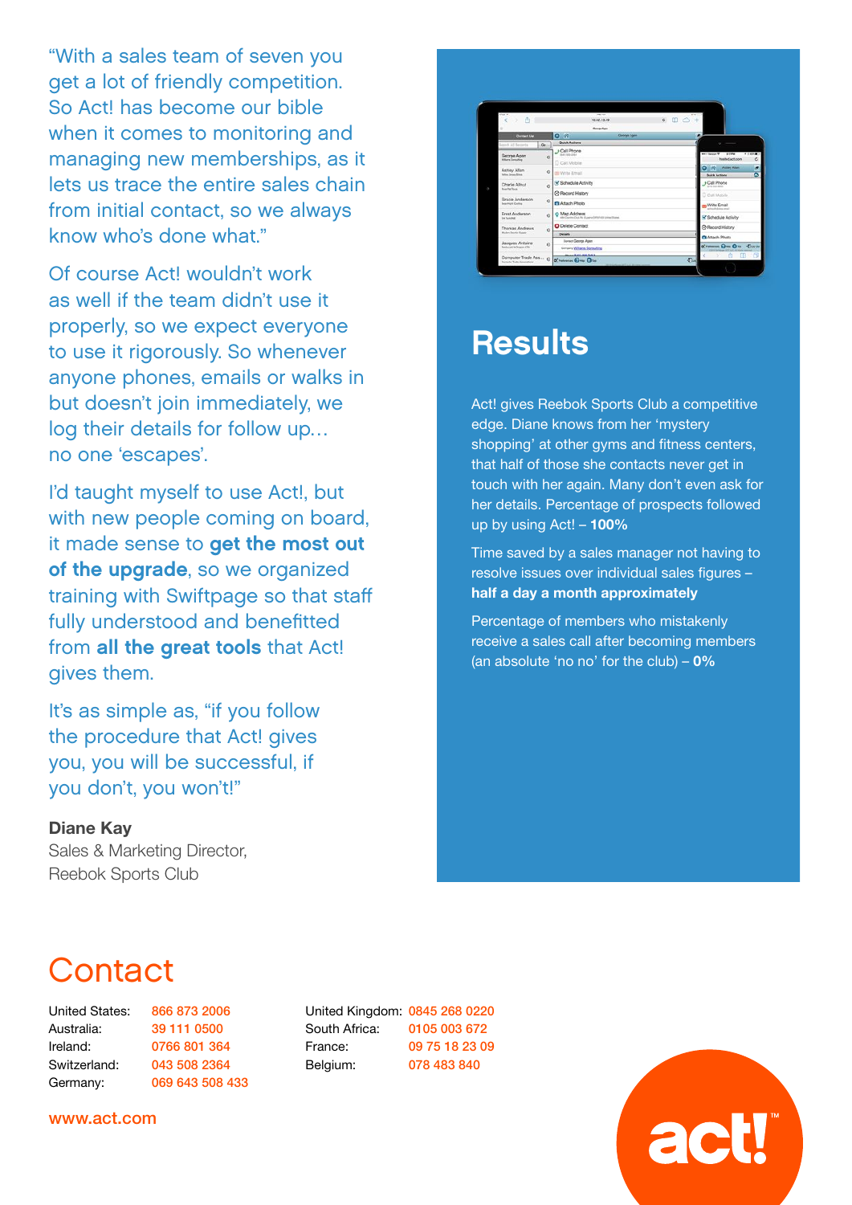"With a sales team of seven you get a lot of friendly competition. So Act! has become our bible when it comes to monitoring and managing new memberships, as it lets us trace the entire sales chain from initial contact, so we always know who's done what."

Of course Act! wouldn't work as well if the team didn't use it properly, so we expect everyone to use it rigorously. So whenever anyone phones, emails or walks in but doesn't join immediately, we log their details for follow up… no one 'escapes'.

I'd taught myself to use Act!, but with new people coming on board, it made sense to **get the most out of the upgrade**, so we organized training with Swiftpage so that staff fully understood and benefitted from **all the great tools** that Act! gives them.

It's as simple as, "if you follow the procedure that Act! gives you, you will be successful, if you don't, you won't!"

**Diane Kay**
Sales & Marketing Director,
Reebok Sports Club

## Results

Act! gives Reebok Sports Club a competitive edge. Diane knows from her 'mystery shopping' at other gyms and fitness centers, that half of those she contacts never get in touch with her again. Many don't even ask for her details. Percentage of prospects followed up by using Act! – **100%**

Time saved by a sales manager not having to resolve issues over individual sales figures – **half a day a month approximately**

Percentage of members who mistakenly receive a sales call after becoming members (an absolute 'no no' for the club) – **0%**

# Contact

| | | | |
|---|---|---|---|
| United States: | 866 873 2006 | United Kingdom: | 0845 268 0220 |
| Australia: | 39 111 0500 | South Africa: | 0105 003 672 |
| Ireland: | 0766 801 364 | France: | 09 75 18 23 09 |
| Switzerland: | 043 508 2364 | Belgium: | 078 483 840 |
| Germany: | 069 643 508 433 | | |

www.act.com